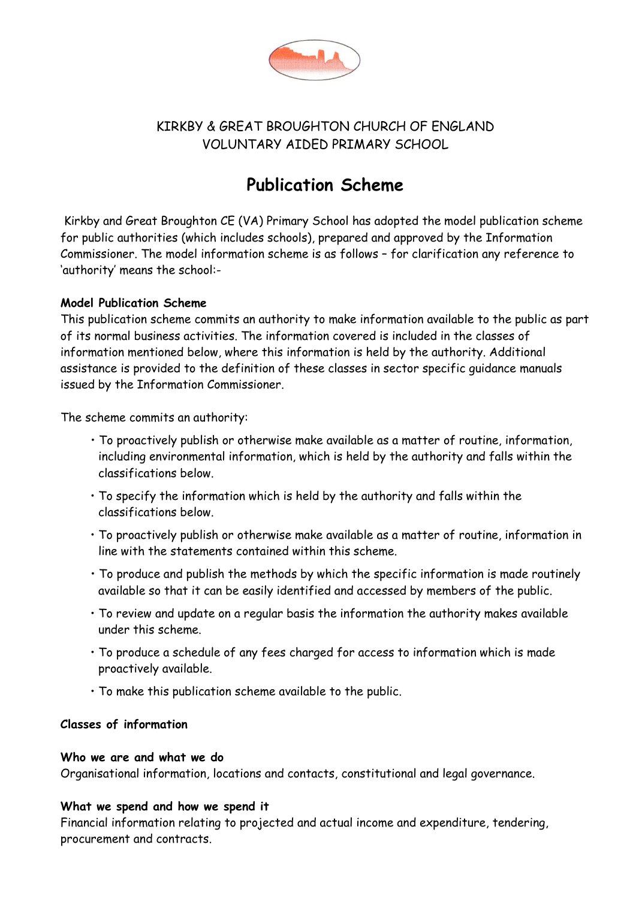KIRKBY & GREAT BROUGHTON CHURCH OF ENGLAND
VOLUNTARY AIDED PRIMARY SCHOOL

# Publication Scheme

Kirkby and Great Broughton CE (VA) Primary School has adopted the model publication scheme for public authorities (which includes schools), prepared and approved by the Information Commissioner. The model information scheme is as follows – for clarification any reference to 'authority' means the school:-

**Model Publication Scheme**

This publication scheme commits an authority to make information available to the public as part of its normal business activities. The information covered is included in the classes of information mentioned below, where this information is held by the authority. Additional assistance is provided to the definition of these classes in sector specific guidance manuals issued by the Information Commissioner.

The scheme commits an authority:

- To proactively publish or otherwise make available as a matter of routine, information, including environmental information, which is held by the authority and falls within the classifications below.
- To specify the information which is held by the authority and falls within the classifications below.
- To proactively publish or otherwise make available as a matter of routine, information in line with the statements contained within this scheme.
- To produce and publish the methods by which the specific information is made routinely available so that it can be easily identified and accessed by members of the public.
- To review and update on a regular basis the information the authority makes available under this scheme.
- To produce a schedule of any fees charged for access to information which is made proactively available.
- To make this publication scheme available to the public.

**Classes of information**

**Who we are and what we do**

Organisational information, locations and contacts, constitutional and legal governance.

**What we spend and how we spend it**

Financial information relating to projected and actual income and expenditure, tendering, procurement and contracts.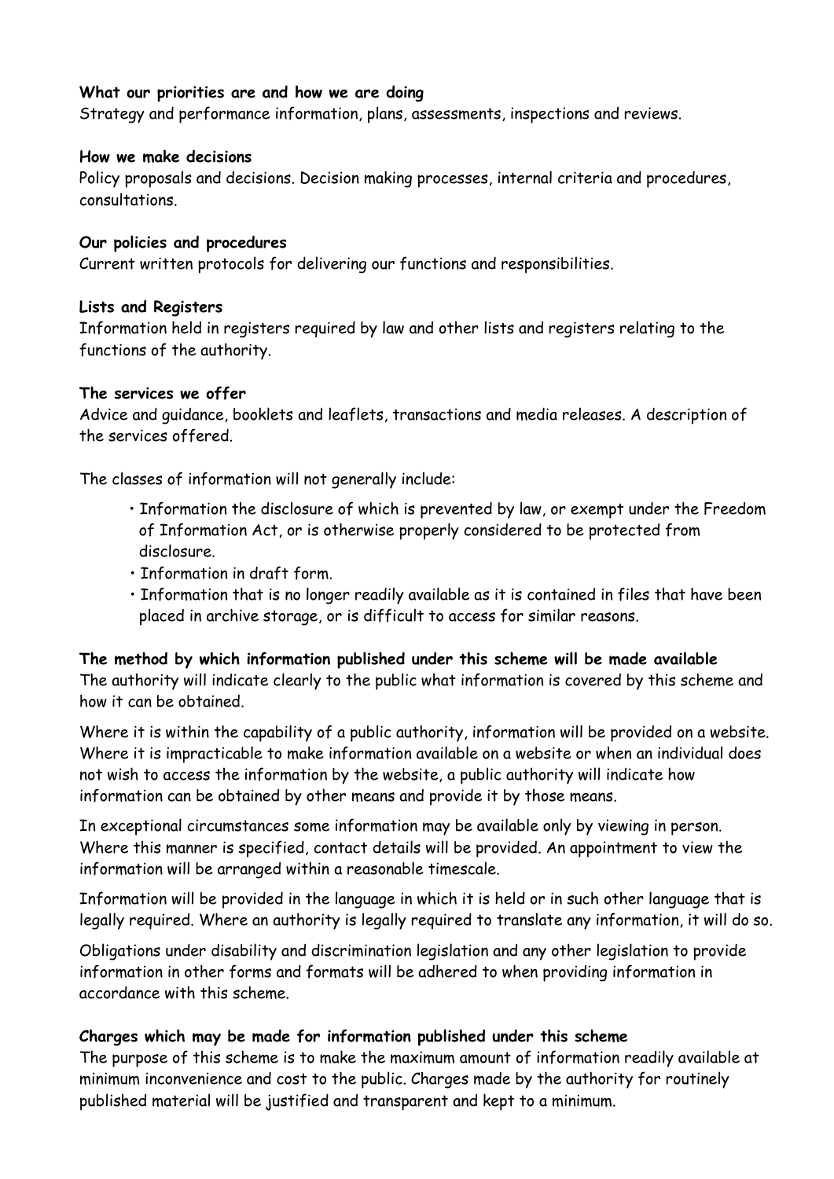**What our priorities are and how we are doing**
Strategy and performance information, plans, assessments, inspections and reviews.

**How we make decisions**
Policy proposals and decisions. Decision making processes, internal criteria and procedures, consultations.

**Our policies and procedures**
Current written protocols for delivering our functions and responsibilities.

**Lists and Registers**
Information held in registers required by law and other lists and registers relating to the functions of the authority.

**The services we offer**
Advice and guidance, booklets and leaflets, transactions and media releases. A description of the services offered.

The classes of information will not generally include:

- Information the disclosure of which is prevented by law, or exempt under the Freedom of Information Act, or is otherwise properly considered to be protected from disclosure.
- Information in draft form.
- Information that is no longer readily available as it is contained in files that have been placed in archive storage, or is difficult to access for similar reasons.

**The method by which information published under this scheme will be made available**
The authority will indicate clearly to the public what information is covered by this scheme and how it can be obtained.

Where it is within the capability of a public authority, information will be provided on a website. Where it is impracticable to make information available on a website or when an individual does not wish to access the information by the website, a public authority will indicate how information can be obtained by other means and provide it by those means.

In exceptional circumstances some information may be available only by viewing in person. Where this manner is specified, contact details will be provided. An appointment to view the information will be arranged within a reasonable timescale.

Information will be provided in the language in which it is held or in such other language that is legally required. Where an authority is legally required to translate any information, it will do so.

Obligations under disability and discrimination legislation and any other legislation to provide information in other forms and formats will be adhered to when providing information in accordance with this scheme.

**Charges which may be made for information published under this scheme**
The purpose of this scheme is to make the maximum amount of information readily available at minimum inconvenience and cost to the public. Charges made by the authority for routinely published material will be justified and transparent and kept to a minimum.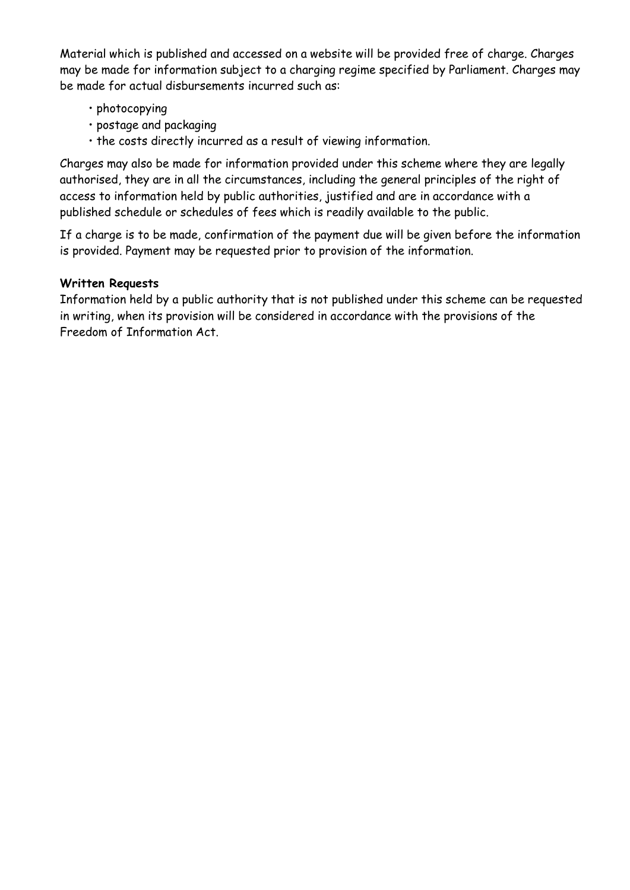Material which is published and accessed on a website will be provided free of charge. Charges may be made for information subject to a charging regime specified by Parliament. Charges may be made for actual disbursements incurred such as:

- photocopying
- postage and packaging
- the costs directly incurred as a result of viewing information.

Charges may also be made for information provided under this scheme where they are legally authorised, they are in all the circumstances, including the general principles of the right of access to information held by public authorities, justified and are in accordance with a published schedule or schedules of fees which is readily available to the public.

If a charge is to be made, confirmation of the payment due will be given before the information is provided. Payment may be requested prior to provision of the information.

**Written Requests**

Information held by a public authority that is not published under this scheme can be requested in writing, when its provision will be considered in accordance with the provisions of the Freedom of Information Act.